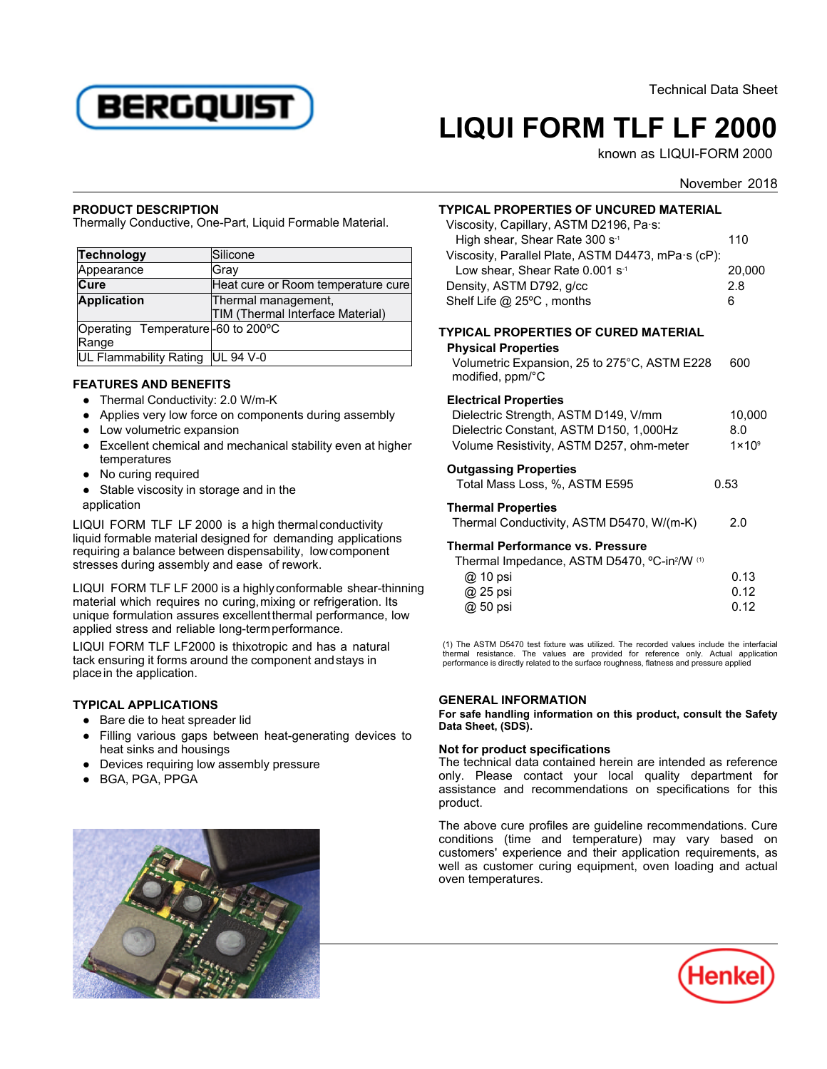Technical Data Sheet

# LIQUI FORM TLF LF 2000

known as LIQUI-FORM 2000

November 2018

## PRODUCT DESCRIPTION

Thermally Conductive, One-Part, Liquid Formable Material.

| | |
|---|---|
| **Technology** | Silicone |
| Appearance | Gray |
| **Cure** | Heat cure or Room temperature cure |
| **Application** | Thermal management, TIM (Thermal Interface Material) |
| Operating Temperature Range | -60 to 200ºC |
| UL Flammability Rating | UL 94 V-0 |

## FEATURES AND BENEFITS

- Thermal Conductivity: 2.0 W/m-K
- Applies very low force on components during assembly
- Low volumetric expansion
- Excellent chemical and mechanical stability even at higher temperatures
- No curing required
- Stable viscosity in storage and in the application

LIQUI FORM TLF LF 2000 is a high thermal conductivity liquid formable material designed for demanding applications requiring a balance between dispensability, low component stresses during assembly and ease of rework.

LIQUI FORM TLF LF 2000 is a highly conformable shear-thinning material which requires no curing, mixing or refrigeration. Its unique formulation assures excellent thermal performance, low applied stress and reliable long-term performance.

LIQUI FORM TLF LF2000 is thixotropic and has a natural tack ensuring it forms around the component and stays in place in the application.

## TYPICAL APPLICATIONS

- Bare die to heat spreader lid
- Filling various gaps between heat-generating devices to heat sinks and housings
- Devices requiring low assembly pressure
- BGA, PGA, PPGA

## TYPICAL PROPERTIES OF UNCURED MATERIAL

| | |
|---|---|
| Viscosity, Capillary, ASTM D2196, Pa·s: | |
| High shear, Shear Rate 300 $s^{-1}$ | 110 |
| Viscosity, Parallel Plate, ASTM D4473, mPa·s (cP): | |
| Low shear, Shear Rate 0.001 $s^{-1}$ | 20,000 |
| Density, ASTM D792, g/cc | 2.8 |
| Shelf Life @ 25ºC , months | 6 |

## TYPICAL PROPERTIES OF CURED MATERIAL

### Physical Properties

| | |
|---|---|
| Volumetric Expansion, 25 to 275°C, ASTM E228 modified, ppm/°C | 600 |

### Electrical Properties

| | |
|---|---|
| Dielectric Strength, ASTM D149, V/mm | 10,000 |
| Dielectric Constant, ASTM D150, 1,000Hz | 8.0 |
| Volume Resistivity, ASTM D257, ohm-meter | $1\times10^{9}$ |

### Outgassing Properties

| | |
|---|---|
| Total Mass Loss, %, ASTM E595 | 0.53 |

### Thermal Properties

| | |
|---|---|
| Thermal Conductivity, ASTM D5470, W/(m-K) | 2.0 |

### Thermal Performance vs. Pressure

| | |
|---|---|
| Thermal Impedance, ASTM D5470, ºC-in²/W (1) | |
| @ 10 psi | 0.13 |
| @ 25 psi | 0.12 |
| @ 50 psi | 0.12 |

(1) The ASTM D5470 test fixture was utilized. The recorded values include the interfacial thermal resistance. The values are provided for reference only. Actual application performance is directly related to the surface roughness, flatness and pressure applied

## GENERAL INFORMATION

**For safe handling information on this product, consult the Safety Data Sheet, (SDS).**

**Not for product specifications**

The technical data contained herein are intended as reference only. Please contact your local quality department for assistance and recommendations on specifications for this product.

The above cure profiles are guideline recommendations. Cure conditions (time and temperature) may vary based on customers' experience and their application requirements, as well as customer curing equipment, oven loading and actual oven temperatures.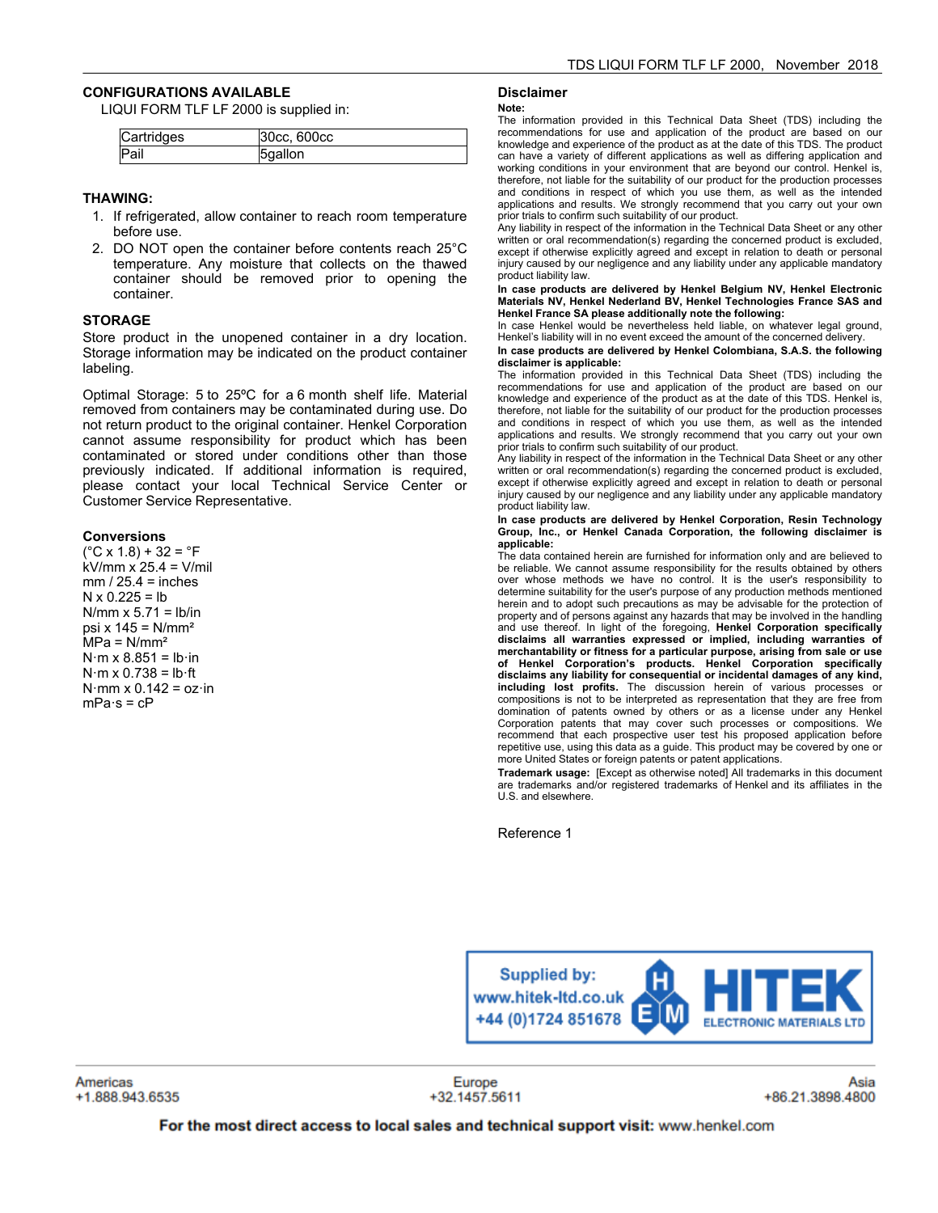## CONFIGURATIONS AVAILABLE

LIQUI FORM TLF LF 2000 is supplied in:

| | |
|---|---|
| Cartridges | 30cc, 600cc |
| Pail | 5gallon |

## THAWING:

1. If refrigerated, allow container to reach room temperature before use.
2. DO NOT open the container before contents reach 25°C temperature. Any moisture that collects on the thawed container should be removed prior to opening the container.

## STORAGE

Store product in the unopened container in a dry location. Storage information may be indicated on the product container labeling.

Optimal Storage: 5 to 25ºC for a 6 month shelf life. Material removed from containers may be contaminated during use. Do not return product to the original container. Henkel Corporation cannot assume responsibility for product which has been contaminated or stored under conditions other than those previously indicated. If additional information is required, please contact your local Technical Service Center or Customer Service Representative.

## Conversions

(°C x 1.8) + 32 = °F
kV/mm x 25.4 = V/mil
mm / 25.4 = inches
N x 0.225 = lb
N/mm x 5.71 = lb/in
psi x 145 = N/mm²
MPa = N/mm²
N·m x 8.851 = lb·in
N·m x 0.738 = lb·ft
N·mm x 0.142 = oz·in
mPa·s = cP

## Disclaimer

**Note:**
The information provided in this Technical Data Sheet (TDS) including the recommendations for use and application of the product are based on our knowledge and experience of the product as at the date of this TDS. The product can have a variety of different applications as well as differing application and working conditions in your environment that are beyond our control. Henkel is, therefore, not liable for the suitability of our product for the production processes and conditions in respect of which you use them, as well as the intended applications and results. We strongly recommend that you carry out your own prior trials to confirm such suitability of our product.
Any liability in respect of the information in the Technical Data Sheet or any other written or oral recommendation(s) regarding the concerned product is excluded, except if otherwise explicitly agreed and except in relation to death or personal injury caused by our negligence and any liability under any applicable mandatory product liability law.

**In case products are delivered by Henkel Belgium NV, Henkel Electronic Materials NV, Henkel Nederland BV, Henkel Technologies France SAS and Henkel France SA please additionally note the following:**
In case Henkel would be nevertheless held liable, on whatever legal ground, Henkel's liability will in no event exceed the amount of the concerned delivery.

**In case products are delivered by Henkel Colombiana, S.A.S. the following disclaimer is applicable:**
The information provided in this Technical Data Sheet (TDS) including the recommendations for use and application of the product are based on our knowledge and experience of the product as at the date of this TDS. Henkel is, therefore, not liable for the suitability of our product for the production processes and conditions in respect of which you use them, as well as the intended applications and results. We strongly recommend that you carry out your own prior trials to confirm such suitability of our product.
Any liability in respect of the information in the Technical Data Sheet or any other written or oral recommendation(s) regarding the concerned product is excluded, except if otherwise explicitly agreed and except in relation to death or personal injury caused by our negligence and any liability under any applicable mandatory product liability law.

**In case products are delivered by Henkel Corporation, Resin Technology Group, Inc., or Henkel Canada Corporation, the following disclaimer is applicable:**
The data contained herein are furnished for information only and are believed to be reliable. We cannot assume responsibility for the results obtained by others over whose methods we have no control. It is the user's responsibility to determine suitability for the user's purpose of any production methods mentioned herein and to adopt such precautions as may be advisable for the protection of property and of persons against any hazards that may be involved in the handling and use thereof. In light of the foregoing, **Henkel Corporation specifically disclaims all warranties expressed or implied, including warranties of merchantability or fitness for a particular purpose, arising from sale or use of Henkel Corporation's products. Henkel Corporation specifically disclaims any liability for consequential or incidental damages of any kind, including lost profits.** The discussion herein of various processes or compositions is not to be interpreted as representation that they are free from domination of patents owned by others or as a license under any Henkel Corporation patents that may cover such processes or compositions. We recommend that each prospective user test his proposed application before repetitive use, using this data as a guide. This product may be covered by one or more United States or foreign patents or patent applications.

**Trademark usage:** [Except as otherwise noted] All trademarks in this document are trademarks and/or registered trademarks of Henkel and its affiliates in the U.S. and elsewhere.

Reference 1

Supplied by:
www.hitek-ltd.co.uk
+44 (0)1724 851678
HITEK ELECTRONIC MATERIALS LTD

Americas
+1.888.943.6535

Europe
+32.1457.5611

Asia
+86.21.3898.4800

**For the most direct access to local sales and technical support visit:** www.henkel.com